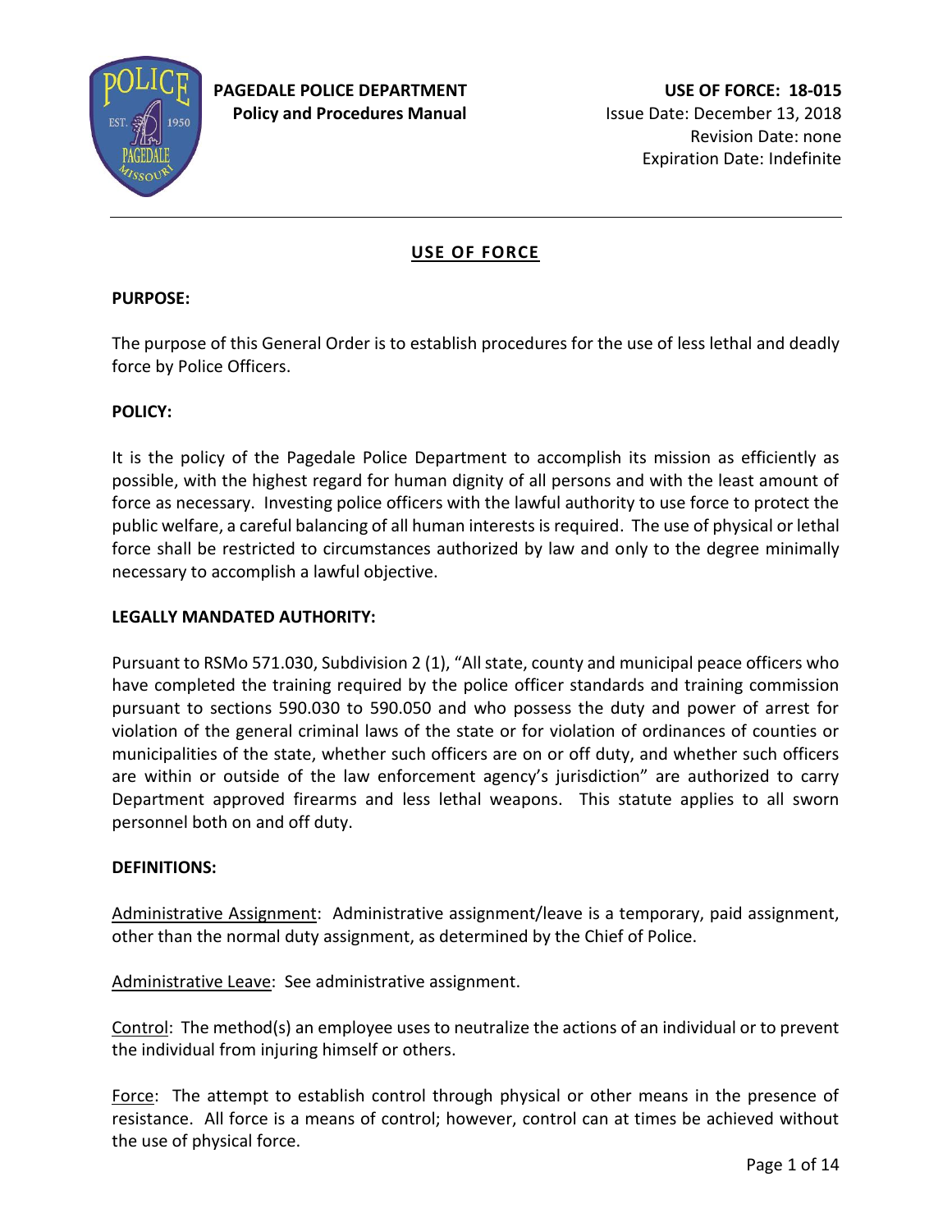**PAGEDALE POLICE DEPARTMENT**
**Policy and Procedures Manual**

**USE OF FORCE: 18-015**
Issue Date: December 13, 2018
Revision Date: none
Expiration Date: Indefinite

---

# USE OF FORCE

**PURPOSE:**

The purpose of this General Order is to establish procedures for the use of less lethal and deadly force by Police Officers.

**POLICY:**

It is the policy of the Pagedale Police Department to accomplish its mission as efficiently as possible, with the highest regard for human dignity of all persons and with the least amount of force as necessary. Investing police officers with the lawful authority to use force to protect the public welfare, a careful balancing of all human interests is required. The use of physical or lethal force shall be restricted to circumstances authorized by law and only to the degree minimally necessary to accomplish a lawful objective.

**LEGALLY MANDATED AUTHORITY:**

Pursuant to RSMo 571.030, Subdivision 2 (1), "All state, county and municipal peace officers who have completed the training required by the police officer standards and training commission pursuant to sections 590.030 to 590.050 and who possess the duty and power of arrest for violation of the general criminal laws of the state or for violation of ordinances of counties or municipalities of the state, whether such officers are on or off duty, and whether such officers are within or outside of the law enforcement agency's jurisdiction" are authorized to carry Department approved firearms and less lethal weapons. This statute applies to all sworn personnel both on and off duty.

**DEFINITIONS:**

Administrative Assignment: Administrative assignment/leave is a temporary, paid assignment, other than the normal duty assignment, as determined by the Chief of Police.

Administrative Leave: See administrative assignment.

Control: The method(s) an employee uses to neutralize the actions of an individual or to prevent the individual from injuring himself or others.

Force: The attempt to establish control through physical or other means in the presence of resistance. All force is a means of control; however, control can at times be achieved without the use of physical force.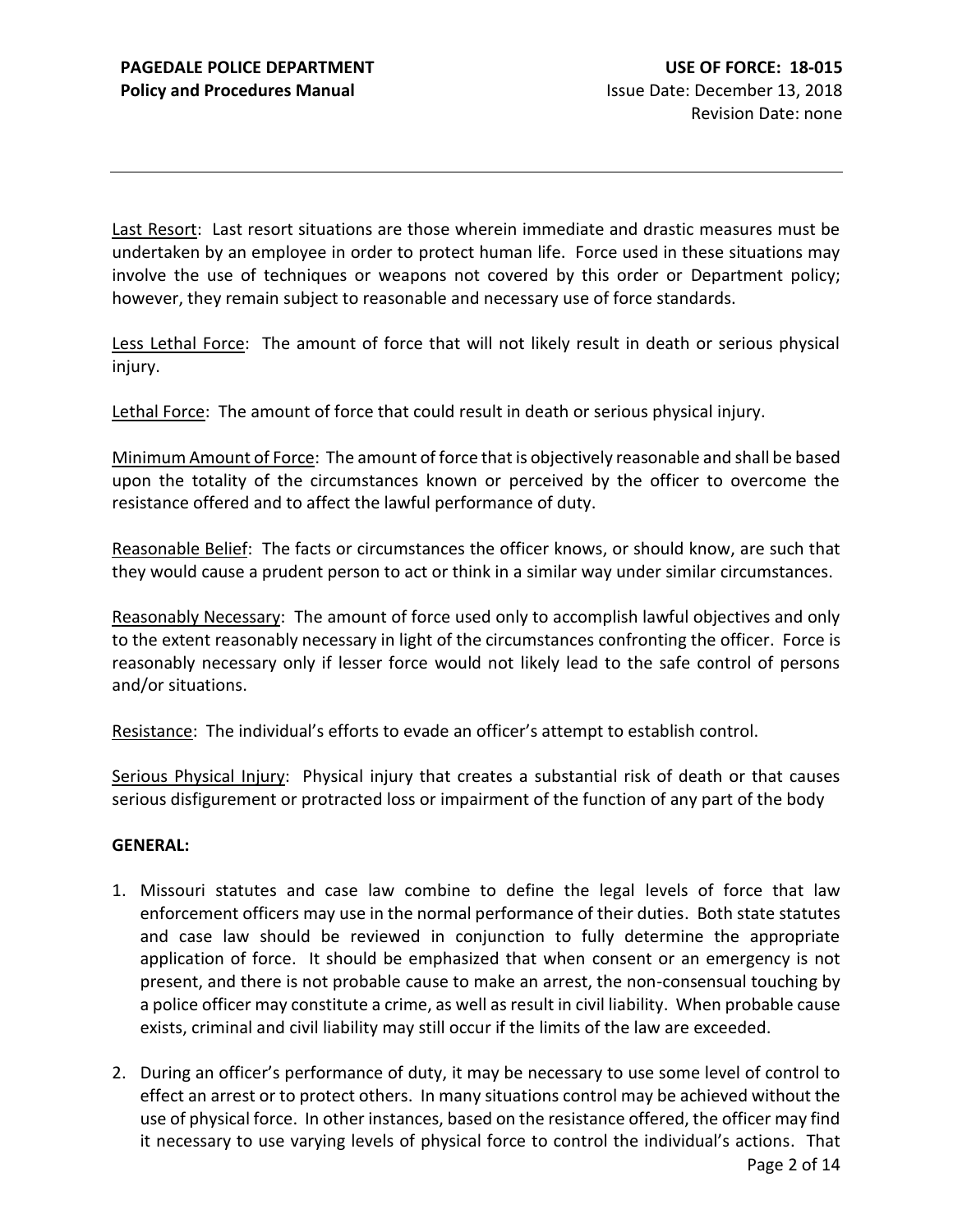Last Resort: Last resort situations are those wherein immediate and drastic measures must be undertaken by an employee in order to protect human life. Force used in these situations may involve the use of techniques or weapons not covered by this order or Department policy; however, they remain subject to reasonable and necessary use of force standards.

Less Lethal Force: The amount of force that will not likely result in death or serious physical injury.

Lethal Force: The amount of force that could result in death or serious physical injury.

Minimum Amount of Force: The amount of force that is objectively reasonable and shall be based upon the totality of the circumstances known or perceived by the officer to overcome the resistance offered and to affect the lawful performance of duty.

Reasonable Belief: The facts or circumstances the officer knows, or should know, are such that they would cause a prudent person to act or think in a similar way under similar circumstances.

Reasonably Necessary: The amount of force used only to accomplish lawful objectives and only to the extent reasonably necessary in light of the circumstances confronting the officer. Force is reasonably necessary only if lesser force would not likely lead to the safe control of persons and/or situations.

Resistance: The individual's efforts to evade an officer's attempt to establish control.

Serious Physical Injury: Physical injury that creates a substantial risk of death or that causes serious disfigurement or protracted loss or impairment of the function of any part of the body

**GENERAL:**

1. Missouri statutes and case law combine to define the legal levels of force that law enforcement officers may use in the normal performance of their duties. Both state statutes and case law should be reviewed in conjunction to fully determine the appropriate application of force. It should be emphasized that when consent or an emergency is not present, and there is not probable cause to make an arrest, the non-consensual touching by a police officer may constitute a crime, as well as result in civil liability. When probable cause exists, criminal and civil liability may still occur if the limits of the law are exceeded.

2. During an officer's performance of duty, it may be necessary to use some level of control to effect an arrest or to protect others. In many situations control may be achieved without the use of physical force. In other instances, based on the resistance offered, the officer may find it necessary to use varying levels of physical force to control the individual's actions. That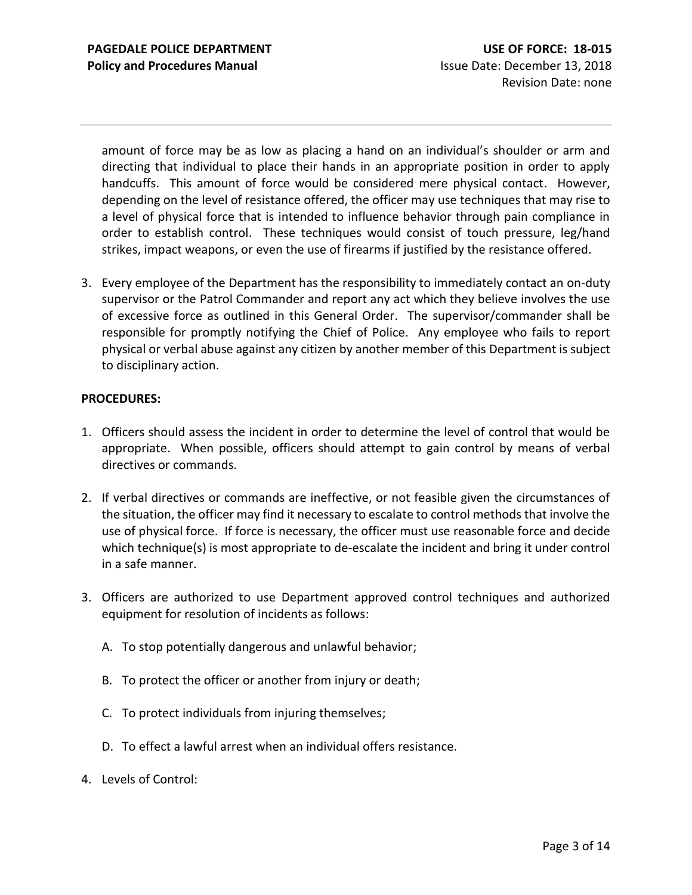amount of force may be as low as placing a hand on an individual's shoulder or arm and directing that individual to place their hands in an appropriate position in order to apply handcuffs. This amount of force would be considered mere physical contact. However, depending on the level of resistance offered, the officer may use techniques that may rise to a level of physical force that is intended to influence behavior through pain compliance in order to establish control. These techniques would consist of touch pressure, leg/hand strikes, impact weapons, or even the use of firearms if justified by the resistance offered.

3. Every employee of the Department has the responsibility to immediately contact an on-duty supervisor or the Patrol Commander and report any act which they believe involves the use of excessive force as outlined in this General Order. The supervisor/commander shall be responsible for promptly notifying the Chief of Police. Any employee who fails to report physical or verbal abuse against any citizen by another member of this Department is subject to disciplinary action.

**PROCEDURES:**

1. Officers should assess the incident in order to determine the level of control that would be appropriate. When possible, officers should attempt to gain control by means of verbal directives or commands.

2. If verbal directives or commands are ineffective, or not feasible given the circumstances of the situation, the officer may find it necessary to escalate to control methods that involve the use of physical force. If force is necessary, the officer must use reasonable force and decide which technique(s) is most appropriate to de-escalate the incident and bring it under control in a safe manner.

3. Officers are authorized to use Department approved control techniques and authorized equipment for resolution of incidents as follows:

   A. To stop potentially dangerous and unlawful behavior;

   B. To protect the officer or another from injury or death;

   C. To protect individuals from injuring themselves;

   D. To effect a lawful arrest when an individual offers resistance.

4. Levels of Control: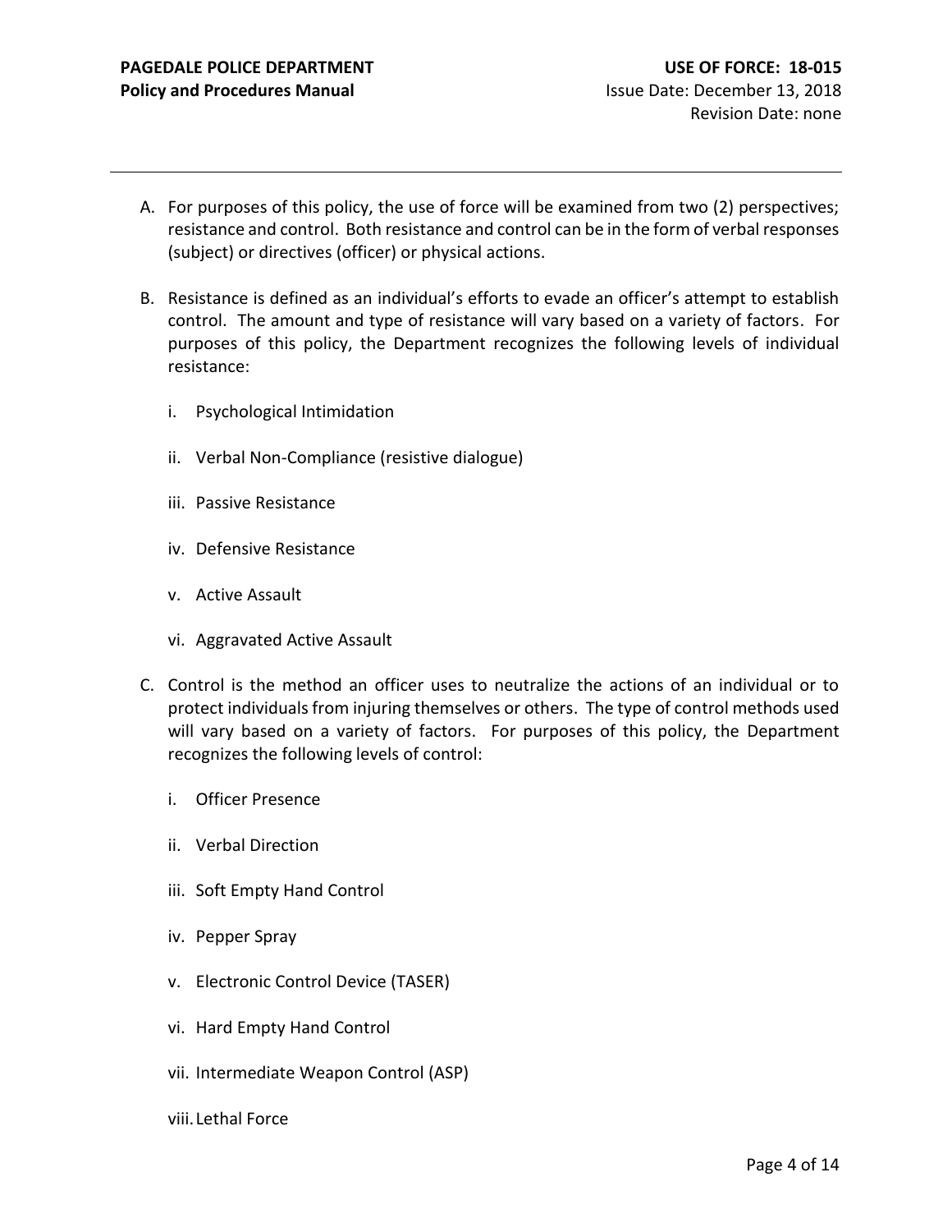A. For purposes of this policy, the use of force will be examined from two (2) perspectives; resistance and control. Both resistance and control can be in the form of verbal responses (subject) or directives (officer) or physical actions.

B. Resistance is defined as an individual's efforts to evade an officer's attempt to establish control. The amount and type of resistance will vary based on a variety of factors. For purposes of this policy, the Department recognizes the following levels of individual resistance:

   i. Psychological Intimidation

   ii. Verbal Non-Compliance (resistive dialogue)

   iii. Passive Resistance

   iv. Defensive Resistance

   v. Active Assault

   vi. Aggravated Active Assault

C. Control is the method an officer uses to neutralize the actions of an individual or to protect individuals from injuring themselves or others. The type of control methods used will vary based on a variety of factors. For purposes of this policy, the Department recognizes the following levels of control:

   i. Officer Presence

   ii. Verbal Direction

   iii. Soft Empty Hand Control

   iv. Pepper Spray

   v. Electronic Control Device (TASER)

   vi. Hard Empty Hand Control

   vii. Intermediate Weapon Control (ASP)

   viii. Lethal Force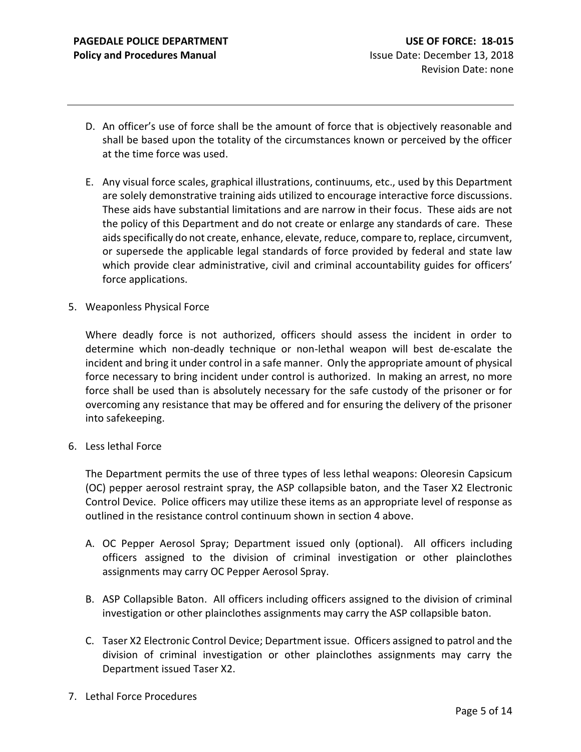D. An officer's use of force shall be the amount of force that is objectively reasonable and shall be based upon the totality of the circumstances known or perceived by the officer at the time force was used.

E. Any visual force scales, graphical illustrations, continuums, etc., used by this Department are solely demonstrative training aids utilized to encourage interactive force discussions. These aids have substantial limitations and are narrow in their focus. These aids are not the policy of this Department and do not create or enlarge any standards of care. These aids specifically do not create, enhance, elevate, reduce, compare to, replace, circumvent, or supersede the applicable legal standards of force provided by federal and state law which provide clear administrative, civil and criminal accountability guides for officers' force applications.

5. Weaponless Physical Force

   Where deadly force is not authorized, officers should assess the incident in order to determine which non-deadly technique or non-lethal weapon will best de-escalate the incident and bring it under control in a safe manner. Only the appropriate amount of physical force necessary to bring incident under control is authorized. In making an arrest, no more force shall be used than is absolutely necessary for the safe custody of the prisoner or for overcoming any resistance that may be offered and for ensuring the delivery of the prisoner into safekeeping.

6. Less lethal Force

   The Department permits the use of three types of less lethal weapons: Oleoresin Capsicum (OC) pepper aerosol restraint spray, the ASP collapsible baton, and the Taser X2 Electronic Control Device. Police officers may utilize these items as an appropriate level of response as outlined in the resistance control continuum shown in section 4 above.

   A. OC Pepper Aerosol Spray; Department issued only (optional). All officers including officers assigned to the division of criminal investigation or other plainclothes assignments may carry OC Pepper Aerosol Spray.

   B. ASP Collapsible Baton. All officers including officers assigned to the division of criminal investigation or other plainclothes assignments may carry the ASP collapsible baton.

   C. Taser X2 Electronic Control Device; Department issue. Officers assigned to patrol and the division of criminal investigation or other plainclothes assignments may carry the Department issued Taser X2.

7. Lethal Force Procedures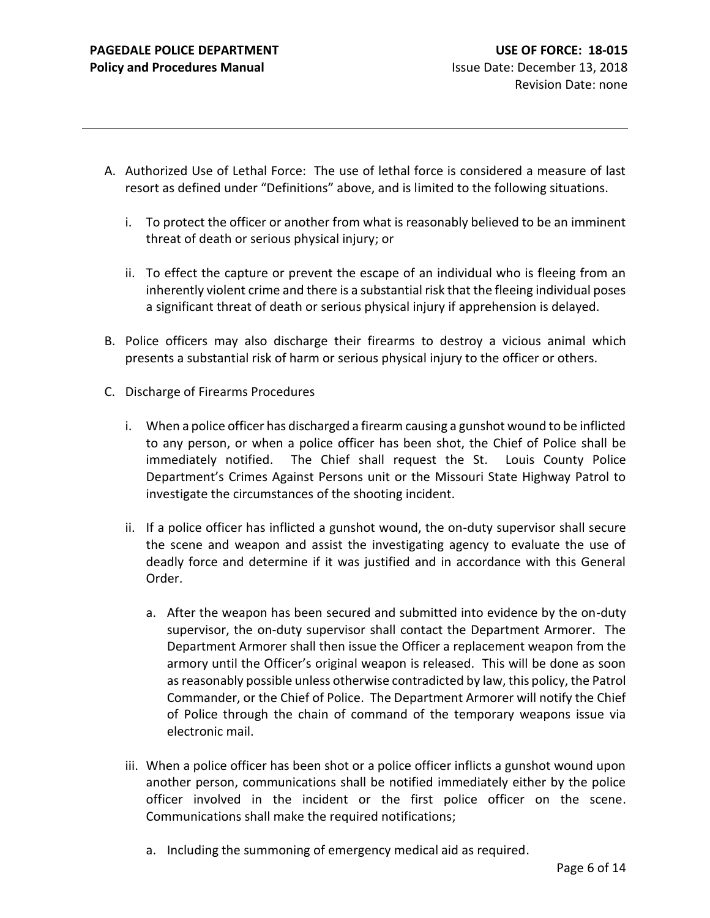A. Authorized Use of Lethal Force: The use of lethal force is considered a measure of last resort as defined under "Definitions" above, and is limited to the following situations.

   i. To protect the officer or another from what is reasonably believed to be an imminent threat of death or serious physical injury; or

   ii. To effect the capture or prevent the escape of an individual who is fleeing from an inherently violent crime and there is a substantial risk that the fleeing individual poses a significant threat of death or serious physical injury if apprehension is delayed.

B. Police officers may also discharge their firearms to destroy a vicious animal which presents a substantial risk of harm or serious physical injury to the officer or others.

C. Discharge of Firearms Procedures

   i. When a police officer has discharged a firearm causing a gunshot wound to be inflicted to any person, or when a police officer has been shot, the Chief of Police shall be immediately notified. The Chief shall request the St. Louis County Police Department's Crimes Against Persons unit or the Missouri State Highway Patrol to investigate the circumstances of the shooting incident.

   ii. If a police officer has inflicted a gunshot wound, the on-duty supervisor shall secure the scene and weapon and assist the investigating agency to evaluate the use of deadly force and determine if it was justified and in accordance with this General Order.

      a. After the weapon has been secured and submitted into evidence by the on-duty supervisor, the on-duty supervisor shall contact the Department Armorer. The Department Armorer shall then issue the Officer a replacement weapon from the armory until the Officer's original weapon is released. This will be done as soon as reasonably possible unless otherwise contradicted by law, this policy, the Patrol Commander, or the Chief of Police. The Department Armorer will notify the Chief of Police through the chain of command of the temporary weapons issue via electronic mail.

   iii. When a police officer has been shot or a police officer inflicts a gunshot wound upon another person, communications shall be notified immediately either by the police officer involved in the incident or the first police officer on the scene. Communications shall make the required notifications;

      a. Including the summoning of emergency medical aid as required.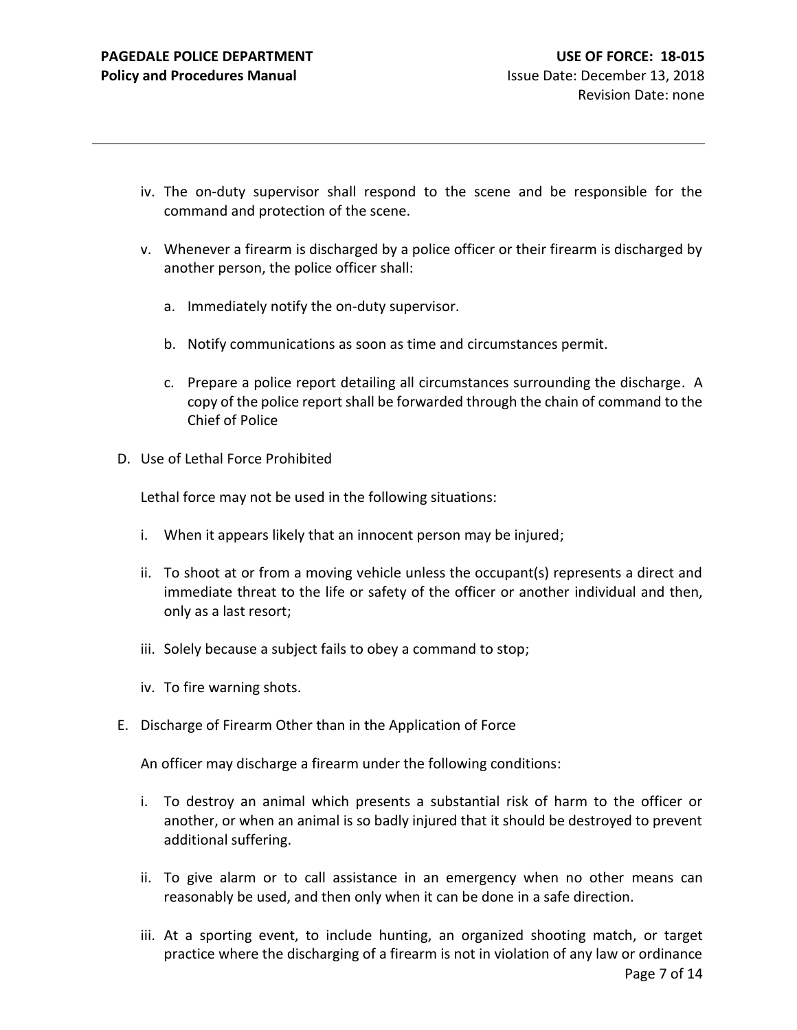iv. The on-duty supervisor shall respond to the scene and be responsible for the command and protection of the scene.

v. Whenever a firearm is discharged by a police officer or their firearm is discharged by another person, the police officer shall:

   a. Immediately notify the on-duty supervisor.

   b. Notify communications as soon as time and circumstances permit.

   c. Prepare a police report detailing all circumstances surrounding the discharge. A copy of the police report shall be forwarded through the chain of command to the Chief of Police

D. Use of Lethal Force Prohibited

Lethal force may not be used in the following situations:

i. When it appears likely that an innocent person may be injured;

ii. To shoot at or from a moving vehicle unless the occupant(s) represents a direct and immediate threat to the life or safety of the officer or another individual and then, only as a last resort;

iii. Solely because a subject fails to obey a command to stop;

iv. To fire warning shots.

E. Discharge of Firearm Other than in the Application of Force

An officer may discharge a firearm under the following conditions:

i. To destroy an animal which presents a substantial risk of harm to the officer or another, or when an animal is so badly injured that it should be destroyed to prevent additional suffering.

ii. To give alarm or to call assistance in an emergency when no other means can reasonably be used, and then only when it can be done in a safe direction.

iii. At a sporting event, to include hunting, an organized shooting match, or target practice where the discharging of a firearm is not in violation of any law or ordinance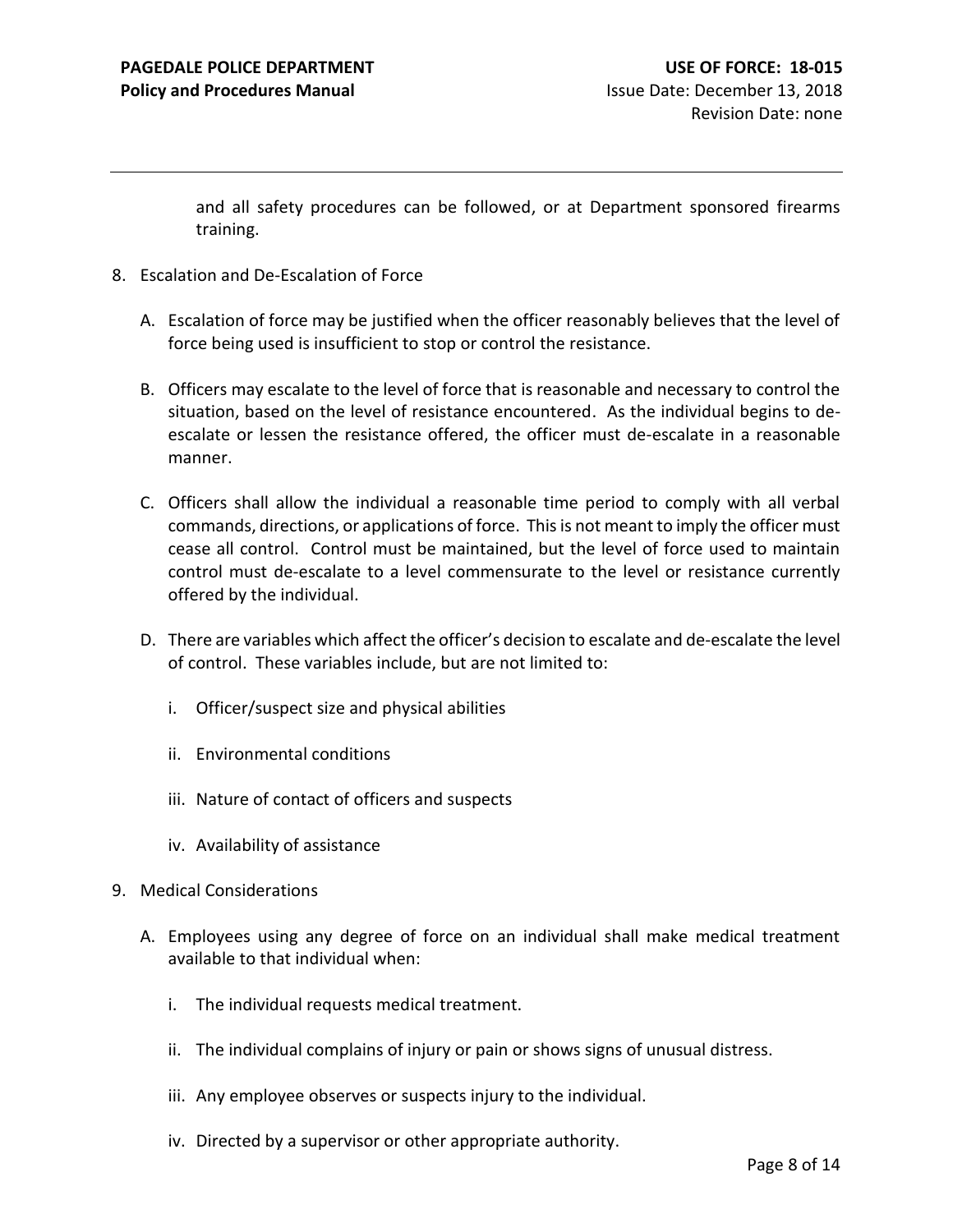and all safety procedures can be followed, or at Department sponsored firearms training.

8. Escalation and De-Escalation of Force

   A. Escalation of force may be justified when the officer reasonably believes that the level of force being used is insufficient to stop or control the resistance.

   B. Officers may escalate to the level of force that is reasonable and necessary to control the situation, based on the level of resistance encountered. As the individual begins to de-escalate or lessen the resistance offered, the officer must de-escalate in a reasonable manner.

   C. Officers shall allow the individual a reasonable time period to comply with all verbal commands, directions, or applications of force. This is not meant to imply the officer must cease all control. Control must be maintained, but the level of force used to maintain control must de-escalate to a level commensurate to the level or resistance currently offered by the individual.

   D. There are variables which affect the officer's decision to escalate and de-escalate the level of control. These variables include, but are not limited to:

      i. Officer/suspect size and physical abilities

      ii. Environmental conditions

      iii. Nature of contact of officers and suspects

      iv. Availability of assistance

9. Medical Considerations

   A. Employees using any degree of force on an individual shall make medical treatment available to that individual when:

      i. The individual requests medical treatment.

      ii. The individual complains of injury or pain or shows signs of unusual distress.

      iii. Any employee observes or suspects injury to the individual.

      iv. Directed by a supervisor or other appropriate authority.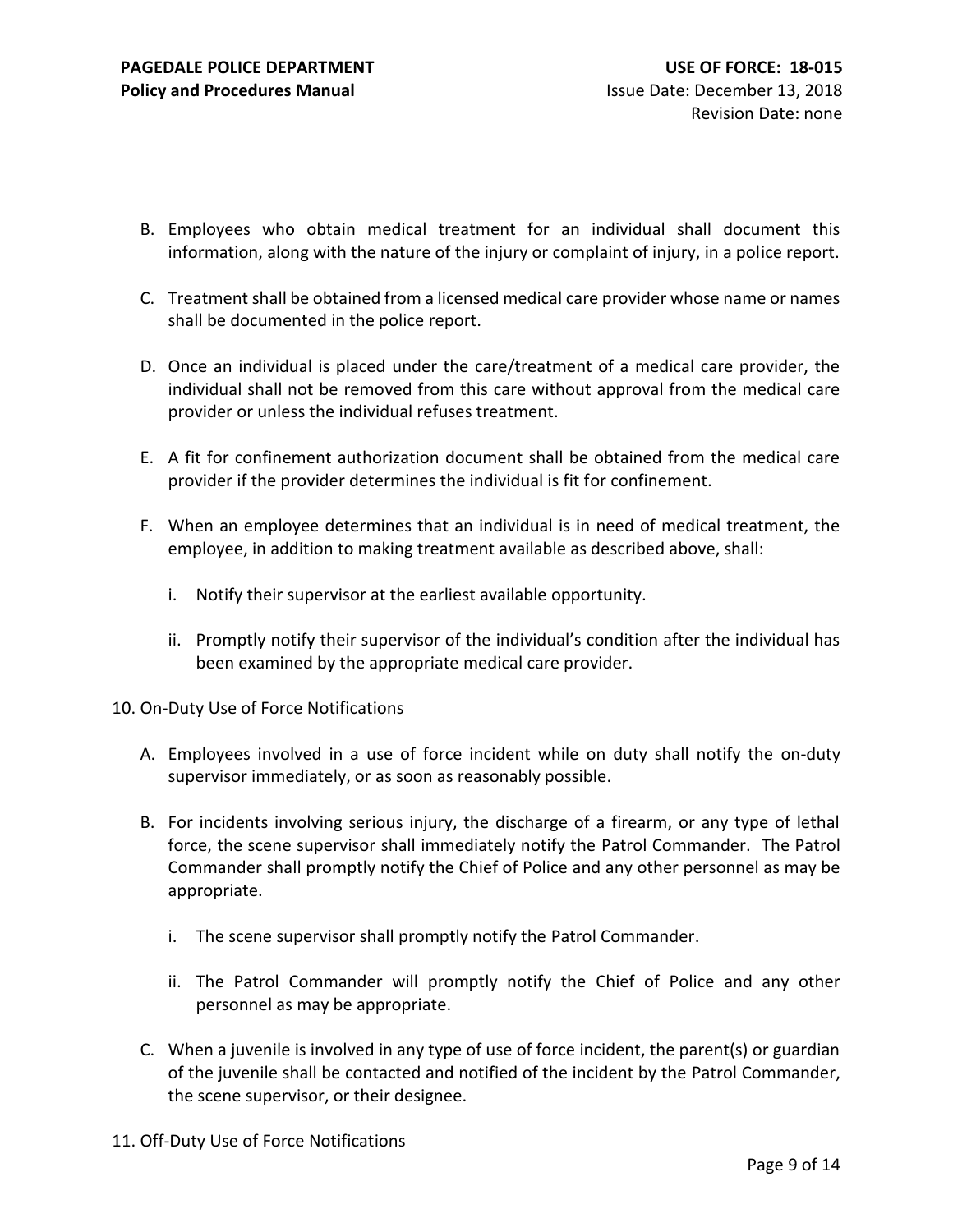B. Employees who obtain medical treatment for an individual shall document this information, along with the nature of the injury or complaint of injury, in a police report.

C. Treatment shall be obtained from a licensed medical care provider whose name or names shall be documented in the police report.

D. Once an individual is placed under the care/treatment of a medical care provider, the individual shall not be removed from this care without approval from the medical care provider or unless the individual refuses treatment.

E. A fit for confinement authorization document shall be obtained from the medical care provider if the provider determines the individual is fit for confinement.

F. When an employee determines that an individual is in need of medical treatment, the employee, in addition to making treatment available as described above, shall:

   i. Notify their supervisor at the earliest available opportunity.

   ii. Promptly notify their supervisor of the individual's condition after the individual has been examined by the appropriate medical care provider.

10. On-Duty Use of Force Notifications

A. Employees involved in a use of force incident while on duty shall notify the on-duty supervisor immediately, or as soon as reasonably possible.

B. For incidents involving serious injury, the discharge of a firearm, or any type of lethal force, the scene supervisor shall immediately notify the Patrol Commander. The Patrol Commander shall promptly notify the Chief of Police and any other personnel as may be appropriate.

   i. The scene supervisor shall promptly notify the Patrol Commander.

   ii. The Patrol Commander will promptly notify the Chief of Police and any other personnel as may be appropriate.

C. When a juvenile is involved in any type of use of force incident, the parent(s) or guardian of the juvenile shall be contacted and notified of the incident by the Patrol Commander, the scene supervisor, or their designee.

11. Off-Duty Use of Force Notifications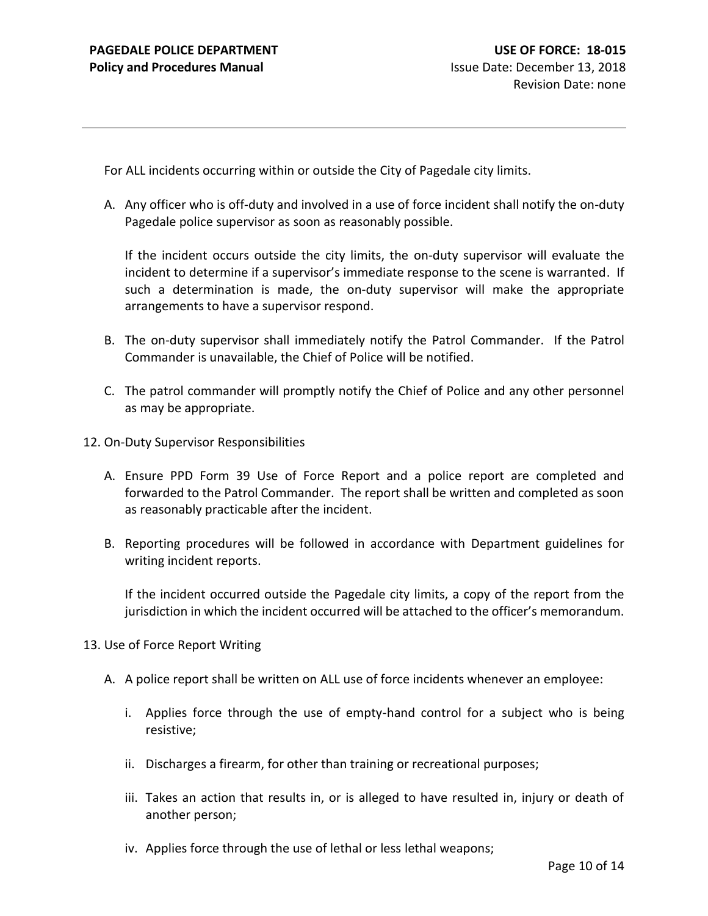For ALL incidents occurring within or outside the City of Pagedale city limits.

A. Any officer who is off-duty and involved in a use of force incident shall notify the on-duty Pagedale police supervisor as soon as reasonably possible.

   If the incident occurs outside the city limits, the on-duty supervisor will evaluate the incident to determine if a supervisor's immediate response to the scene is warranted. If such a determination is made, the on-duty supervisor will make the appropriate arrangements to have a supervisor respond.

B. The on-duty supervisor shall immediately notify the Patrol Commander. If the Patrol Commander is unavailable, the Chief of Police will be notified.

C. The patrol commander will promptly notify the Chief of Police and any other personnel as may be appropriate.

12. On-Duty Supervisor Responsibilities

   A. Ensure PPD Form 39 Use of Force Report and a police report are completed and forwarded to the Patrol Commander. The report shall be written and completed as soon as reasonably practicable after the incident.

   B. Reporting procedures will be followed in accordance with Department guidelines for writing incident reports.

      If the incident occurred outside the Pagedale city limits, a copy of the report from the jurisdiction in which the incident occurred will be attached to the officer's memorandum.

13. Use of Force Report Writing

   A. A police report shall be written on ALL use of force incidents whenever an employee:

      i. Applies force through the use of empty-hand control for a subject who is being resistive;

      ii. Discharges a firearm, for other than training or recreational purposes;

      iii. Takes an action that results in, or is alleged to have resulted in, injury or death of another person;

      iv. Applies force through the use of lethal or less lethal weapons;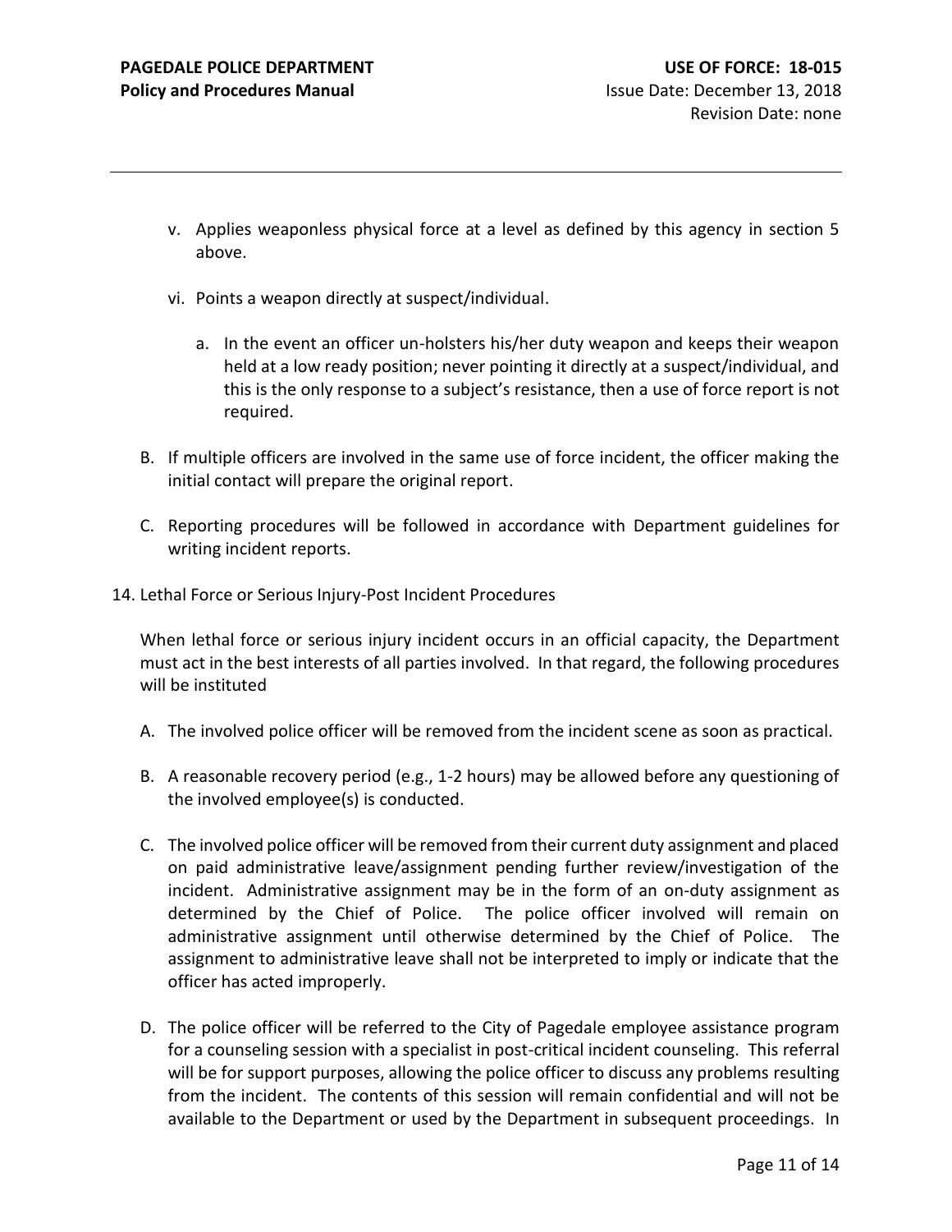v. Applies weaponless physical force at a level as defined by this agency in section 5 above.

vi. Points a weapon directly at suspect/individual.

   a. In the event an officer un-holsters his/her duty weapon and keeps their weapon held at a low ready position; never pointing it directly at a suspect/individual, and this is the only response to a subject's resistance, then a use of force report is not required.

B. If multiple officers are involved in the same use of force incident, the officer making the initial contact will prepare the original report.

C. Reporting procedures will be followed in accordance with Department guidelines for writing incident reports.

14. Lethal Force or Serious Injury-Post Incident Procedures

When lethal force or serious injury incident occurs in an official capacity, the Department must act in the best interests of all parties involved. In that regard, the following procedures will be instituted

A. The involved police officer will be removed from the incident scene as soon as practical.

B. A reasonable recovery period (e.g., 1-2 hours) may be allowed before any questioning of the involved employee(s) is conducted.

C. The involved police officer will be removed from their current duty assignment and placed on paid administrative leave/assignment pending further review/investigation of the incident. Administrative assignment may be in the form of an on-duty assignment as determined by the Chief of Police. The police officer involved will remain on administrative assignment until otherwise determined by the Chief of Police. The assignment to administrative leave shall not be interpreted to imply or indicate that the officer has acted improperly.

D. The police officer will be referred to the City of Pagedale employee assistance program for a counseling session with a specialist in post-critical incident counseling. This referral will be for support purposes, allowing the police officer to discuss any problems resulting from the incident. The contents of this session will remain confidential and will not be available to the Department or used by the Department in subsequent proceedings. In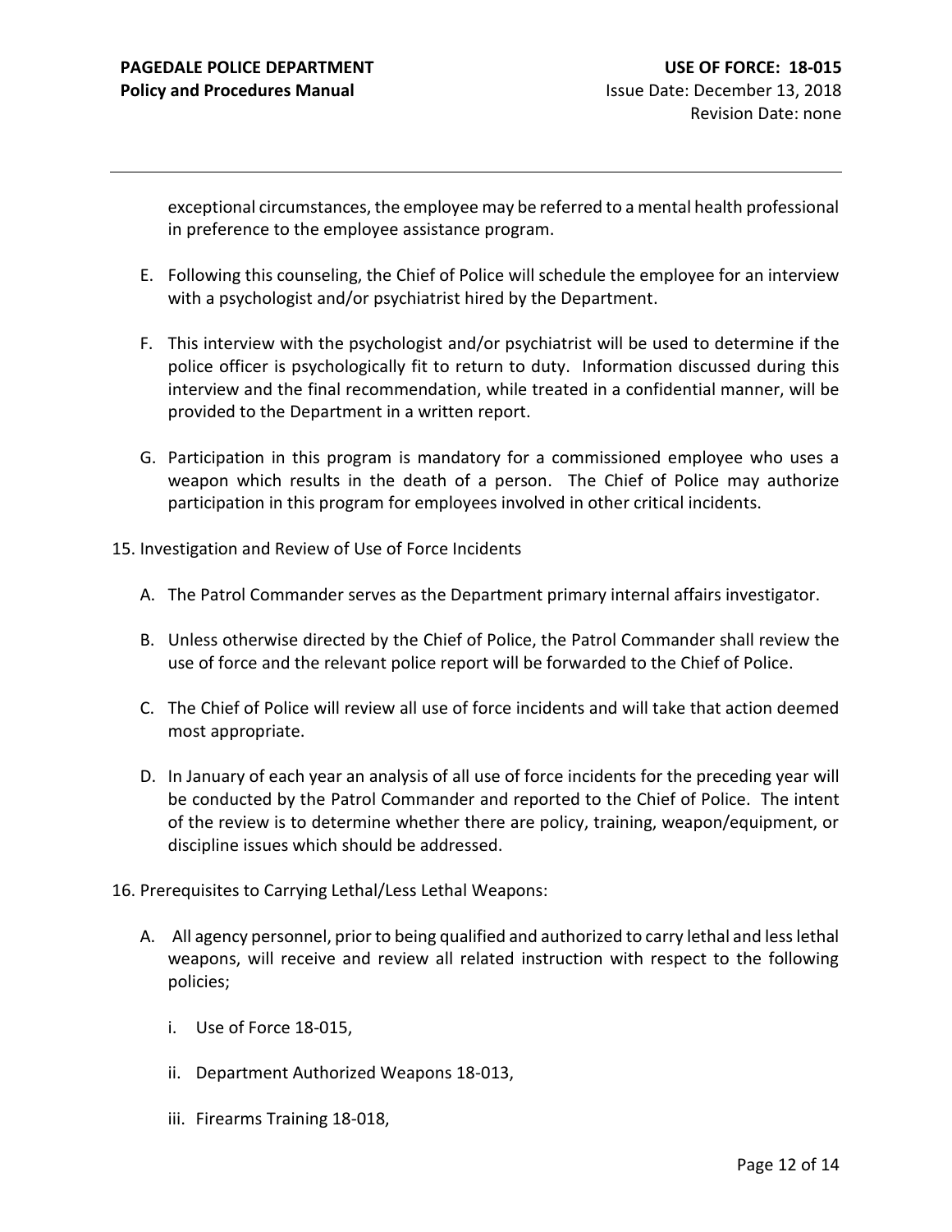exceptional circumstances, the employee may be referred to a mental health professional in preference to the employee assistance program.

E. Following this counseling, the Chief of Police will schedule the employee for an interview with a psychologist and/or psychiatrist hired by the Department.

F. This interview with the psychologist and/or psychiatrist will be used to determine if the police officer is psychologically fit to return to duty. Information discussed during this interview and the final recommendation, while treated in a confidential manner, will be provided to the Department in a written report.

G. Participation in this program is mandatory for a commissioned employee who uses a weapon which results in the death of a person. The Chief of Police may authorize participation in this program for employees involved in other critical incidents.

15. Investigation and Review of Use of Force Incidents

A. The Patrol Commander serves as the Department primary internal affairs investigator.

B. Unless otherwise directed by the Chief of Police, the Patrol Commander shall review the use of force and the relevant police report will be forwarded to the Chief of Police.

C. The Chief of Police will review all use of force incidents and will take that action deemed most appropriate.

D. In January of each year an analysis of all use of force incidents for the preceding year will be conducted by the Patrol Commander and reported to the Chief of Police. The intent of the review is to determine whether there are policy, training, weapon/equipment, or discipline issues which should be addressed.

16. Prerequisites to Carrying Lethal/Less Lethal Weapons:

A. All agency personnel, prior to being qualified and authorized to carry lethal and less lethal weapons, will receive and review all related instruction with respect to the following policies;

   i. Use of Force 18-015,

   ii. Department Authorized Weapons 18-013,

   iii. Firearms Training 18-018,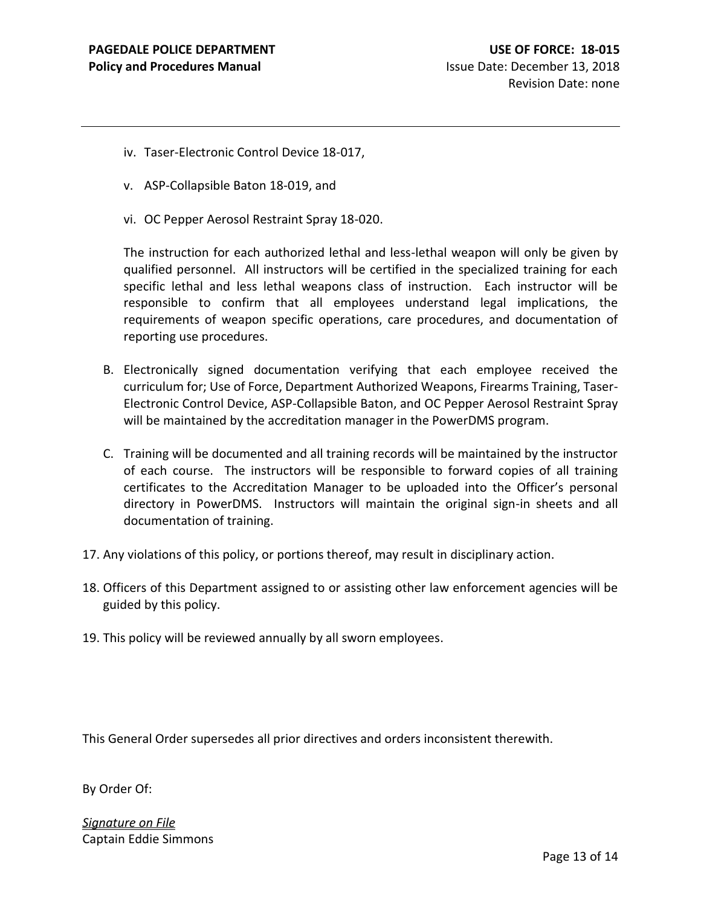iv. Taser-Electronic Control Device 18-017,

v. ASP-Collapsible Baton 18-019, and

vi. OC Pepper Aerosol Restraint Spray 18-020.

The instruction for each authorized lethal and less-lethal weapon will only be given by qualified personnel. All instructors will be certified in the specialized training for each specific lethal and less lethal weapons class of instruction. Each instructor will be responsible to confirm that all employees understand legal implications, the requirements of weapon specific operations, care procedures, and documentation of reporting use procedures.

B. Electronically signed documentation verifying that each employee received the curriculum for; Use of Force, Department Authorized Weapons, Firearms Training, Taser-Electronic Control Device, ASP-Collapsible Baton, and OC Pepper Aerosol Restraint Spray will be maintained by the accreditation manager in the PowerDMS program.

C. Training will be documented and all training records will be maintained by the instructor of each course. The instructors will be responsible to forward copies of all training certificates to the Accreditation Manager to be uploaded into the Officer's personal directory in PowerDMS. Instructors will maintain the original sign-in sheets and all documentation of training.

17. Any violations of this policy, or portions thereof, may result in disciplinary action.

18. Officers of this Department assigned to or assisting other law enforcement agencies will be guided by this policy.

19. This policy will be reviewed annually by all sworn employees.

This General Order supersedes all prior directives and orders inconsistent therewith.

By Order Of:

*Signature on File*
Captain Eddie Simmons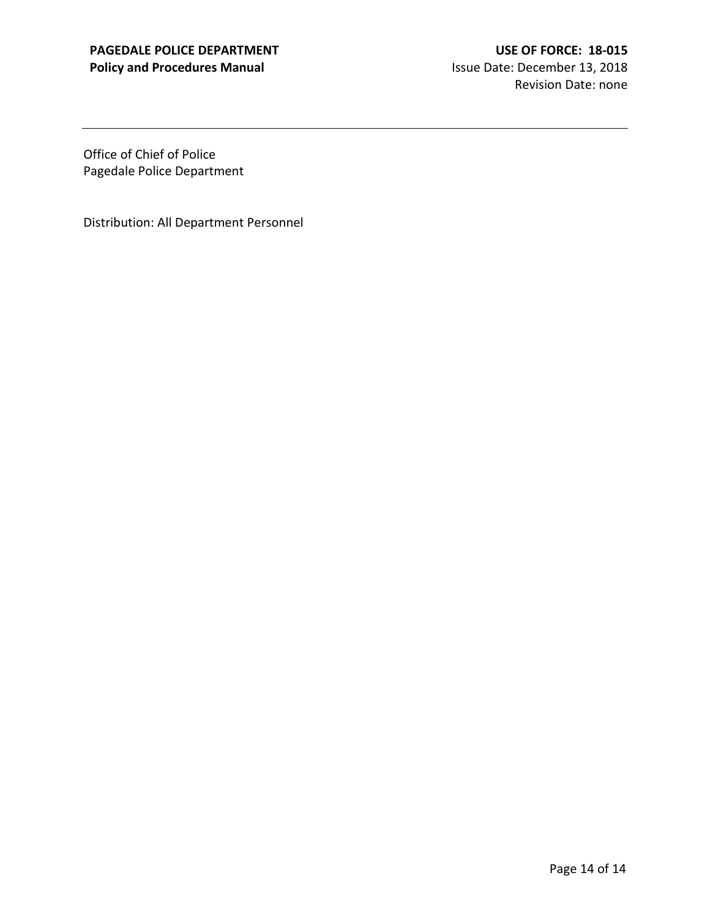Office of Chief of Police
Pagedale Police Department

Distribution: All Department Personnel